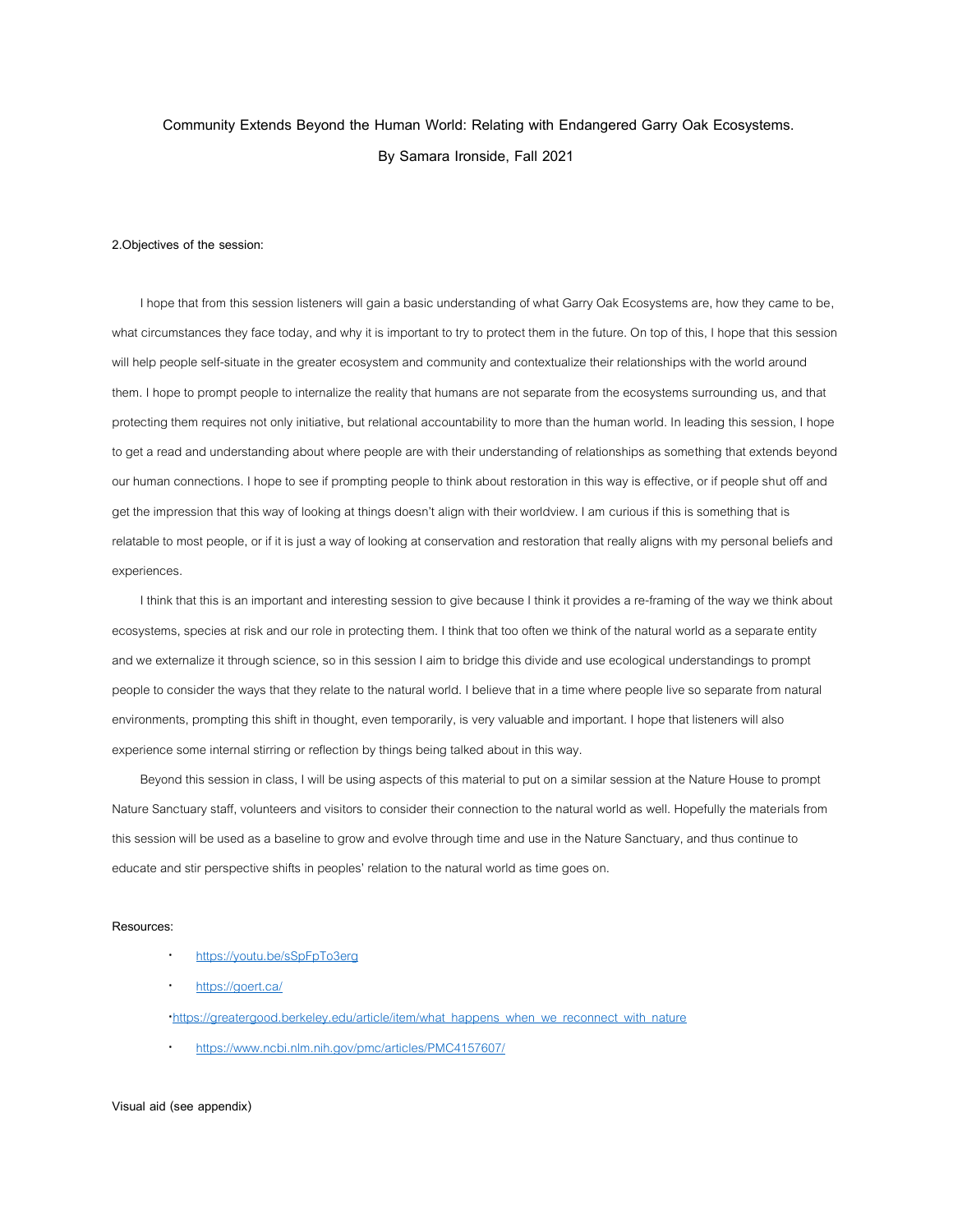# Community Extends Beyond the Human World: Relating with Endangered Garry Oak Ecosystems.

By Samara Ironside, Fall 2021

**2.Objectives of the session:**

I hope that from this session listeners will gain a basic understanding of what Garry Oak Ecosystems are, how they came to be, what circumstances they face today, and why it is important to try to protect them in the future. On top of this, I hope that this session will help people self-situate in the greater ecosystem and community and contextualize their relationships with the world around them. I hope to prompt people to internalize the reality that humans are not separate from the ecosystems surrounding us, and that protecting them requires not only initiative, but relational accountability to more than the human world. In leading this session, I hope to get a read and understanding about where people are with their understanding of relationships as something that extends beyond our human connections. I hope to see if prompting people to think about restoration in this way is effective, or if people shut off and get the impression that this way of looking at things doesn't align with their worldview. I am curious if this is something that is relatable to most people, or if it is just a way of looking at conservation and restoration that really aligns with my personal beliefs and experiences.

I think that this is an important and interesting session to give because I think it provides a re-framing of the way we think about ecosystems, species at risk and our role in protecting them. I think that too often we think of the natural world as a separate entity and we externalize it through science, so in this session I aim to bridge this divide and use ecological understandings to prompt people to consider the ways that they relate to the natural world. I believe that in a time where people live so separate from natural environments, prompting this shift in thought, even temporarily, is very valuable and important. I hope that listeners will also experience some internal stirring or reflection by things being talked about in this way.

Beyond this session in class, I will be using aspects of this material to put on a similar session at the Nature House to prompt Nature Sanctuary staff, volunteers and visitors to consider their connection to the natural world as well. Hopefully the materials from this session will be used as a baseline to grow and evolve through time and use in the Nature Sanctuary, and thus continue to educate and stir perspective shifts in peoples' relation to the natural world as time goes on.

**Resources:**

- https://youtu.be/sSpFpTo3erg
- https://goert.ca/
- https://greatergood.berkeley.edu/article/item/what_happens_when_we_reconnect_with_nature
- https://www.ncbi.nlm.nih.gov/pmc/articles/PMC4157607/

Visual aid (see appendix)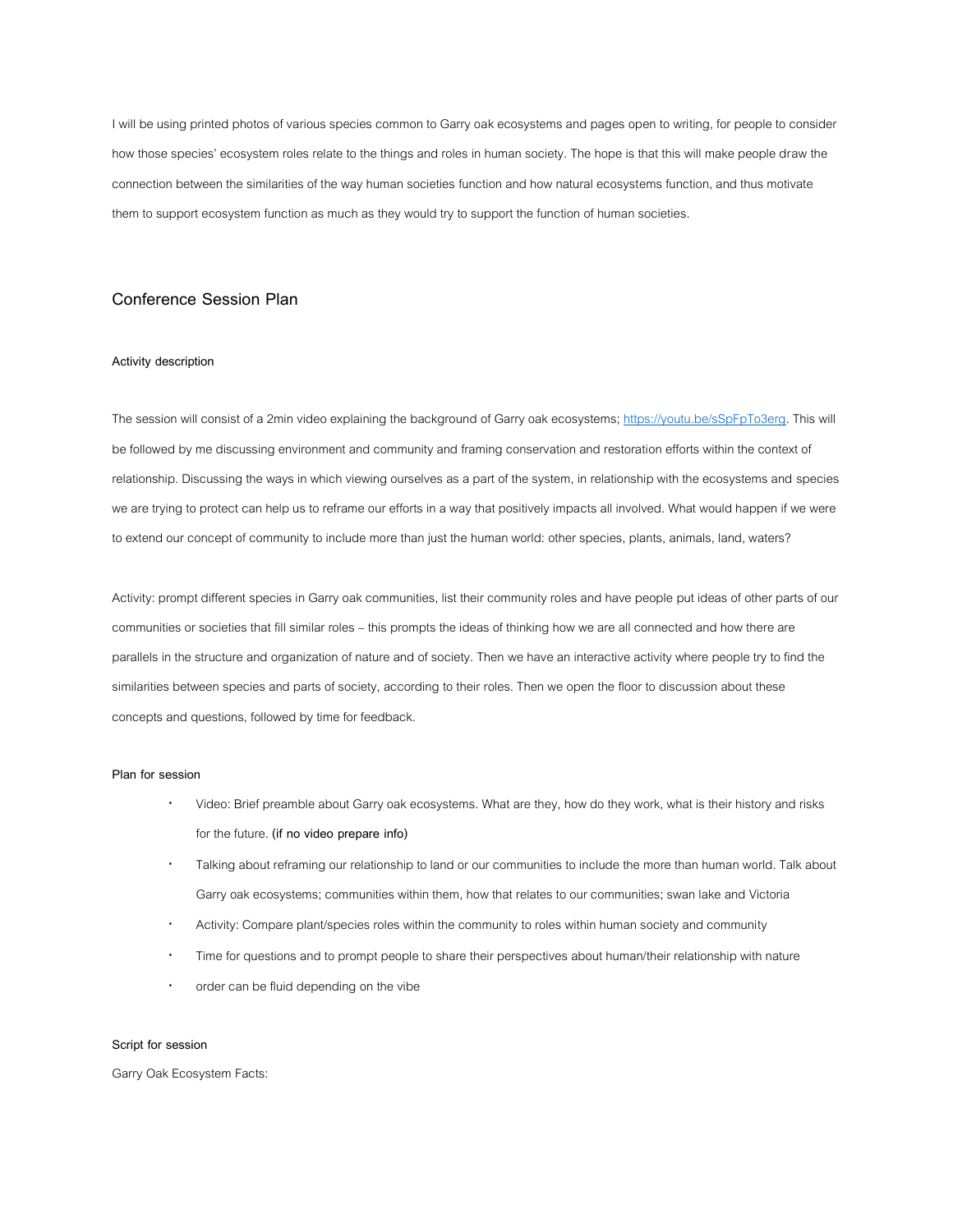I will be using printed photos of various species common to Garry oak ecosystems and pages open to writing, for people to consider how those species' ecosystem roles relate to the things and roles in human society. The hope is that this will make people draw the connection between the similarities of the way human societies function and how natural ecosystems function, and thus motivate them to support ecosystem function as much as they would try to support the function of human societies.

## Conference Session Plan

#### Activity description

The session will consist of a 2min video explaining the background of Garry oak ecosystems; [https://youtu.be/sSpFpTo3erg](https://youtu.be/sSpFpTo3erg). This will be followed by me discussing environment and community and framing conservation and restoration efforts within the context of relationship. Discussing the ways in which viewing ourselves as a part of the system, in relationship with the ecosystems and species we are trying to protect can help us to reframe our efforts in a way that positively impacts all involved. What would happen if we were to extend our concept of community to include more than just the human world: other species, plants, animals, land, waters?

Activity: prompt different species in Garry oak communities, list their community roles and have people put ideas of other parts of our communities or societies that fill similar roles – this prompts the ideas of thinking how we are all connected and how there are parallels in the structure and organization of nature and of society. Then we have an interactive activity where people try to find the similarities between species and parts of society, according to their roles. Then we open the floor to discussion about these concepts and questions, followed by time for feedback.

#### Plan for session

- Video: Brief preamble about Garry oak ecosystems. What are they, how do they work, what is their history and risks for the future. **(if no video prepare info)**
- Talking about reframing our relationship to land or our communities to include the more than human world. Talk about Garry oak ecosystems; communities within them, how that relates to our communities; swan lake and Victoria
- Activity: Compare plant/species roles within the community to roles within human society and community
- Time for questions and to prompt people to share their perspectives about human/their relationship with nature
- order can be fluid depending on the vibe

#### Script for session

Garry Oak Ecosystem Facts: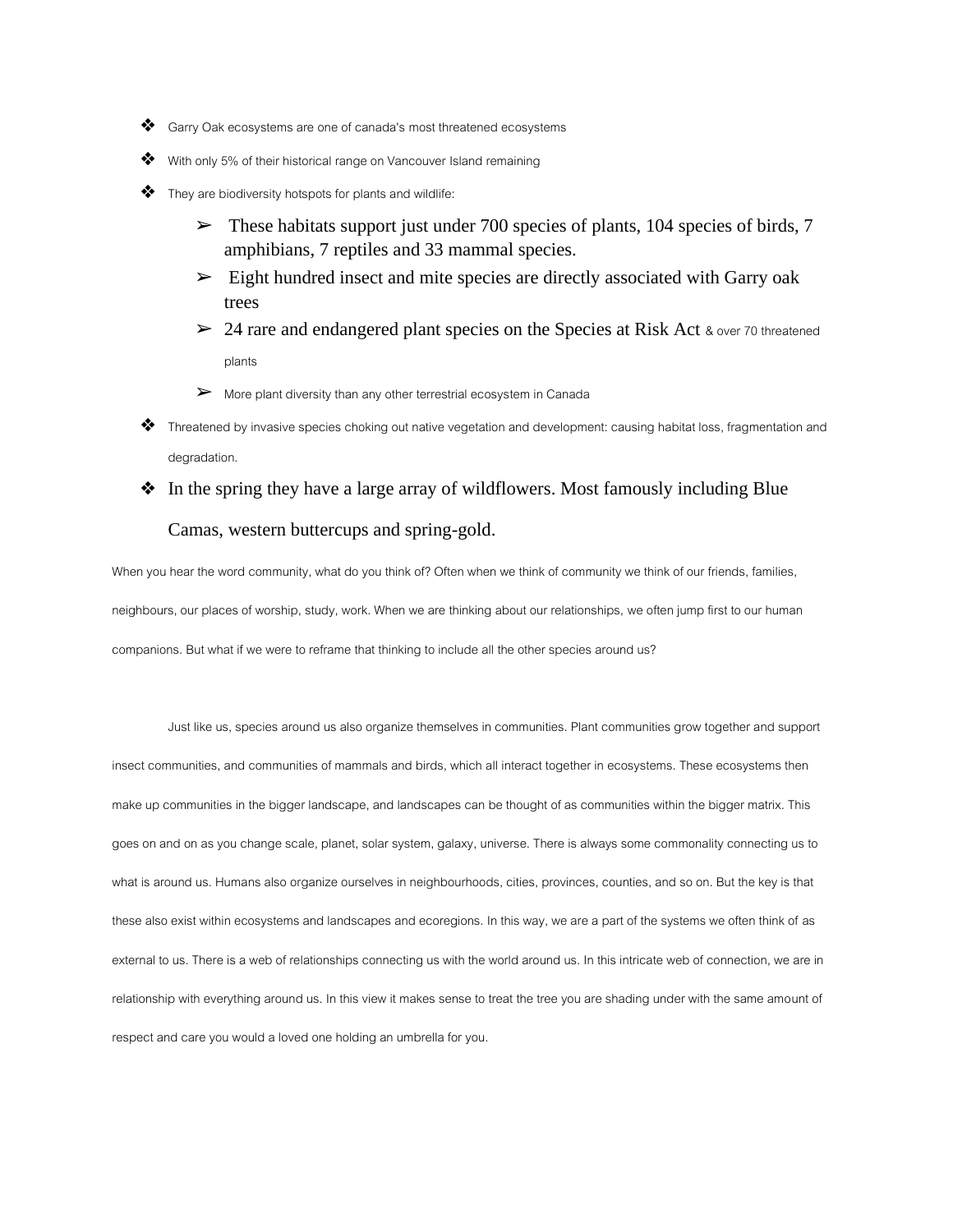- Garry Oak ecosystems are one of canada's most threatened ecosystems
- With only 5% of their historical range on Vancouver Island remaining
- They are biodiversity hotspots for plants and wildlife:
  - These habitats support just under 700 species of plants, 104 species of birds, 7 amphibians, 7 reptiles and 33 mammal species.
  - Eight hundred insect and mite species are directly associated with Garry oak trees
  - 24 rare and endangered plant species on the Species at Risk Act & over 70 threatened plants
  - More plant diversity than any other terrestrial ecosystem in Canada
- Threatened by invasive species choking out native vegetation and development: causing habitat loss, fragmentation and degradation.
- In the spring they have a large array of wildflowers. Most famously including Blue Camas, western buttercups and spring-gold.

When you hear the word community, what do you think of? Often when we think of community we think of our friends, families, neighbours, our places of worship, study, work. When we are thinking about our relationships, we often jump first to our human companions. But what if we were to reframe that thinking to include all the other species around us?

Just like us, species around us also organize themselves in communities. Plant communities grow together and support insect communities, and communities of mammals and birds, which all interact together in ecosystems. These ecosystems then make up communities in the bigger landscape, and landscapes can be thought of as communities within the bigger matrix. This goes on and on as you change scale, planet, solar system, galaxy, universe. There is always some commonality connecting us to what is around us. Humans also organize ourselves in neighbourhoods, cities, provinces, counties, and so on. But the key is that these also exist within ecosystems and landscapes and ecoregions. In this way, we are a part of the systems we often think of as external to us. There is a web of relationships connecting us with the world around us. In this intricate web of connection, we are in relationship with everything around us. In this view it makes sense to treat the tree you are shading under with the same amount of respect and care you would a loved one holding an umbrella for you.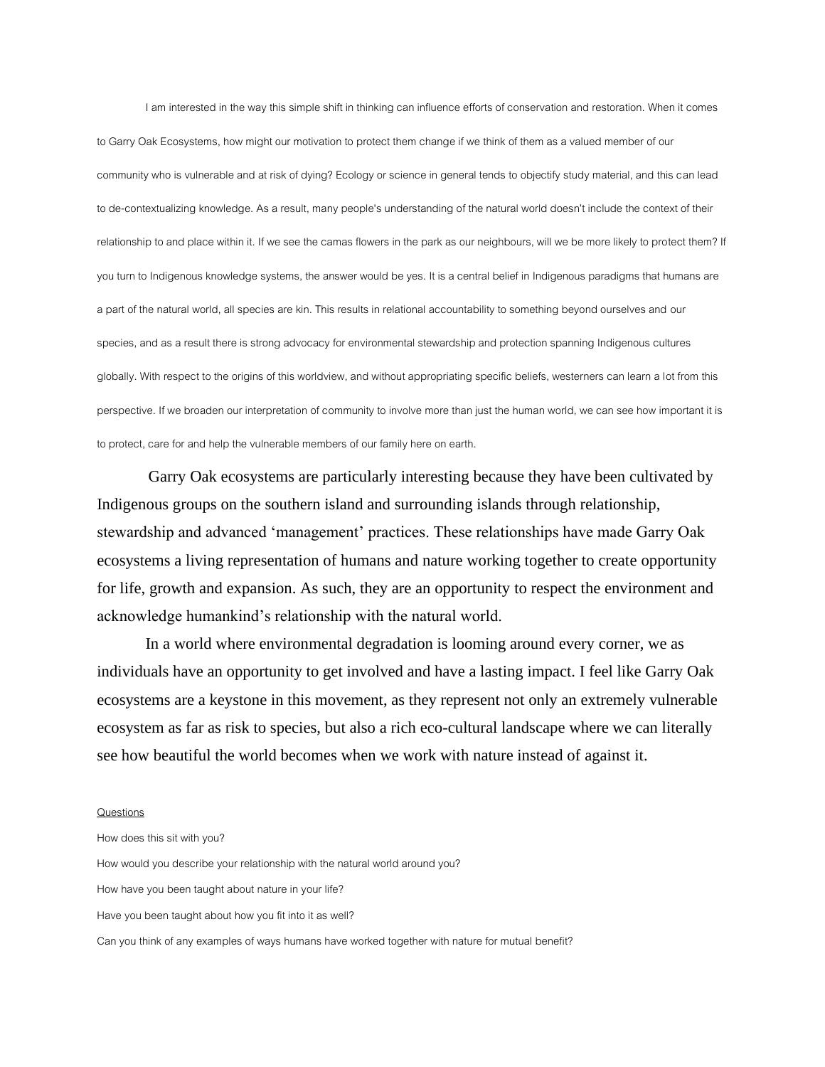I am interested in the way this simple shift in thinking can influence efforts of conservation and restoration. When it comes to Garry Oak Ecosystems, how might our motivation to protect them change if we think of them as a valued member of our community who is vulnerable and at risk of dying? Ecology or science in general tends to objectify study material, and this can lead to de-contextualizing knowledge. As a result, many people's understanding of the natural world doesn't include the context of their relationship to and place within it. If we see the camas flowers in the park as our neighbours, will we be more likely to protect them? If you turn to Indigenous knowledge systems, the answer would be yes. It is a central belief in Indigenous paradigms that humans are a part of the natural world, all species are kin. This results in relational accountability to something beyond ourselves and our species, and as a result there is strong advocacy for environmental stewardship and protection spanning Indigenous cultures globally. With respect to the origins of this worldview, and without appropriating specific beliefs, westerners can learn a lot from this perspective. If we broaden our interpretation of community to involve more than just the human world, we can see how important it is to protect, care for and help the vulnerable members of our family here on earth.

Garry Oak ecosystems are particularly interesting because they have been cultivated by Indigenous groups on the southern island and surrounding islands through relationship, stewardship and advanced 'management' practices. These relationships have made Garry Oak ecosystems a living representation of humans and nature working together to create opportunity for life, growth and expansion. As such, they are an opportunity to respect the environment and acknowledge humankind's relationship with the natural world.

In a world where environmental degradation is looming around every corner, we as individuals have an opportunity to get involved and have a lasting impact. I feel like Garry Oak ecosystems are a keystone in this movement, as they represent not only an extremely vulnerable ecosystem as far as risk to species, but also a rich eco-cultural landscape where we can literally see how beautiful the world becomes when we work with nature instead of against it.

<u>Questions</u>

How does this sit with you?

How would you describe your relationship with the natural world around you?

How have you been taught about nature in your life?

Have you been taught about how you fit into it as well?

Can you think of any examples of ways humans have worked together with nature for mutual benefit?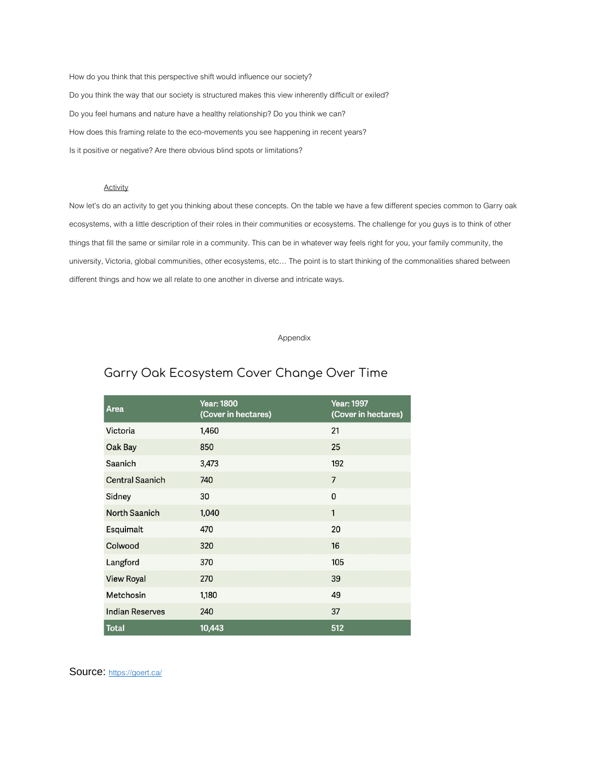How do you think that this perspective shift would influence our society?

Do you think the way that our society is structured makes this view inherently difficult or exiled?

Do you feel humans and nature have a healthy relationship? Do you think we can?

How does this framing relate to the eco-movements you see happening in recent years?

Is it positive or negative? Are there obvious blind spots or limitations?

Activity

Now let's do an activity to get you thinking about these concepts. On the table we have a few different species common to Garry oak ecosystems, with a little description of their roles in their communities or ecosystems. The challenge for you guys is to think of other things that fill the same or similar role in a community. This can be in whatever way feels right for you, your family community, the university, Victoria, global communities, other ecosystems, etc… The point is to start thinking of the commonalities shared between different things and how we all relate to one another in diverse and intricate ways.

Appendix

## Garry Oak Ecosystem Cover Change Over Time

| Area | Year: 1800 (Cover in hectares) | Year: 1997 (Cover in hectares) |
|---|---|---|
| Victoria | 1,460 | 21 |
| Oak Bay | 850 | 25 |
| Saanich | 3,473 | 192 |
| Central Saanich | 740 | 7 |
| Sidney | 30 | 0 |
| North Saanich | 1,040 | 1 |
| Esquimalt | 470 | 20 |
| Colwood | 320 | 16 |
| Langford | 370 | 105 |
| View Royal | 270 | 39 |
| Metchosin | 1,180 | 49 |
| Indian Reserves | 240 | 37 |
| **Total** | **10,443** | **512** |

Source: https://goert.ca/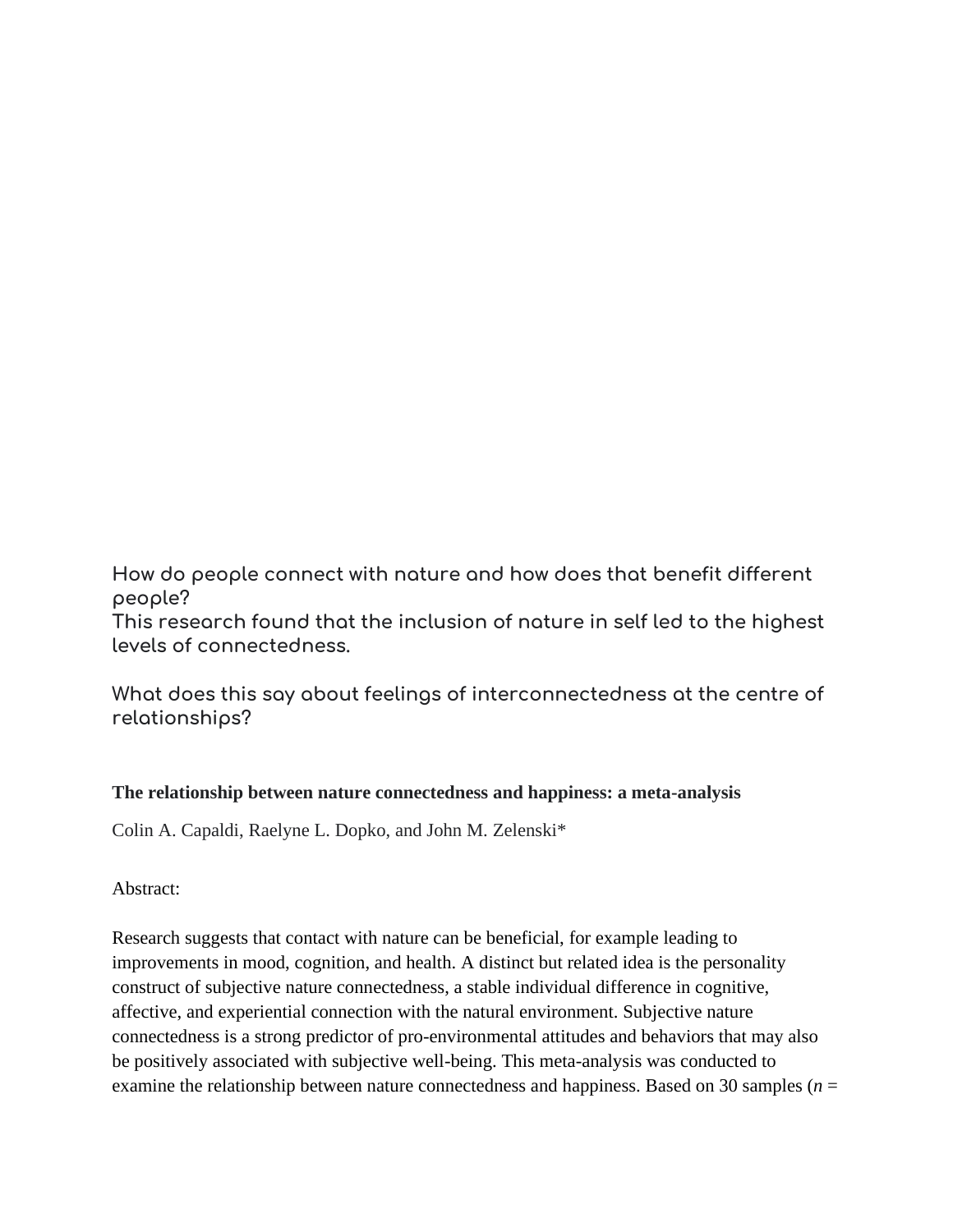How do people connect with nature and how does that benefit different people?
This research found that the inclusion of nature in self led to the highest levels of connectedness.

What does this say about feelings of interconnectedness at the centre of relationships?

**The relationship between nature connectedness and happiness: a meta-analysis**

Colin A. Capaldi, Raelyne L. Dopko, and John M. Zelenski*

Abstract:

Research suggests that contact with nature can be beneficial, for example leading to improvements in mood, cognition, and health. A distinct but related idea is the personality construct of subjective nature connectedness, a stable individual difference in cognitive, affective, and experiential connection with the natural environment. Subjective nature connectedness is a strong predictor of pro-environmental attitudes and behaviors that may also be positively associated with subjective well-being. This meta-analysis was conducted to examine the relationship between nature connectedness and happiness. Based on 30 samples ($n$ =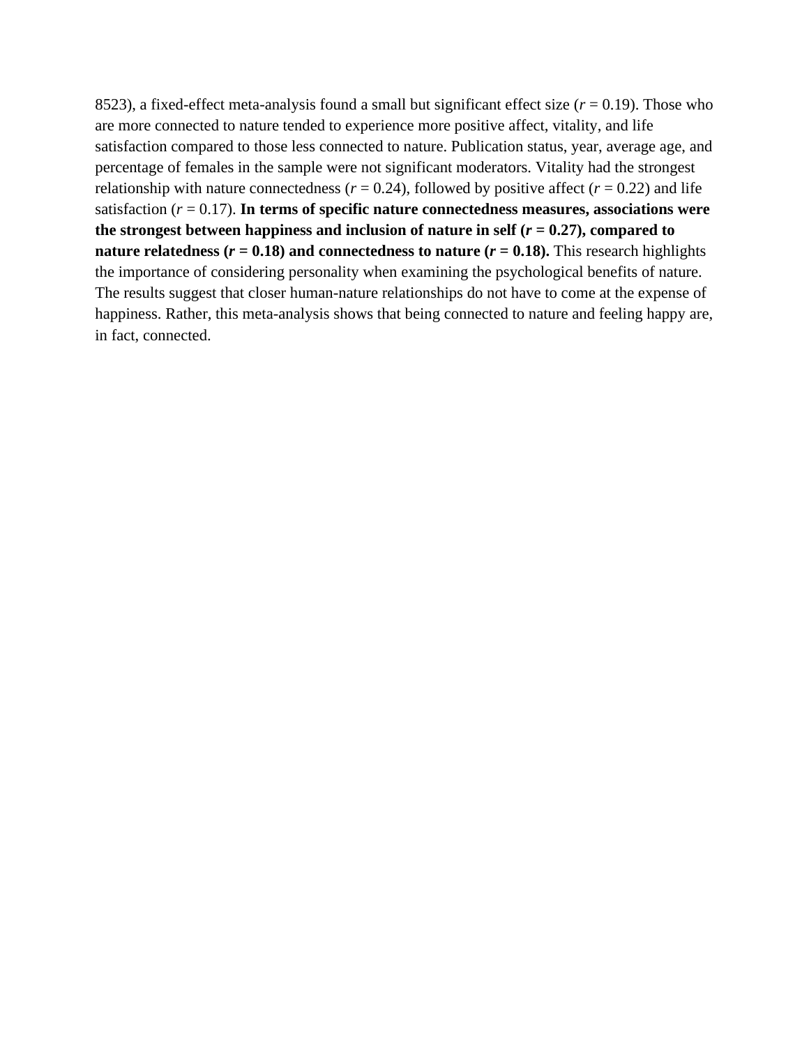8523), a fixed-effect meta-analysis found a small but significant effect size ($r = 0.19$). Those who are more connected to nature tended to experience more positive affect, vitality, and life satisfaction compared to those less connected to nature. Publication status, year, average age, and percentage of females in the sample were not significant moderators. Vitality had the strongest relationship with nature connectedness ($r = 0.24$), followed by positive affect ($r = 0.22$) and life satisfaction ($r = 0.17$). **In terms of specific nature connectedness measures, associations were the strongest between happiness and inclusion of nature in self ($r = 0.27$), compared to nature relatedness ($r = 0.18$) and connectedness to nature ($r = 0.18$).** This research highlights the importance of considering personality when examining the psychological benefits of nature. The results suggest that closer human-nature relationships do not have to come at the expense of happiness. Rather, this meta-analysis shows that being connected to nature and feeling happy are, in fact, connected.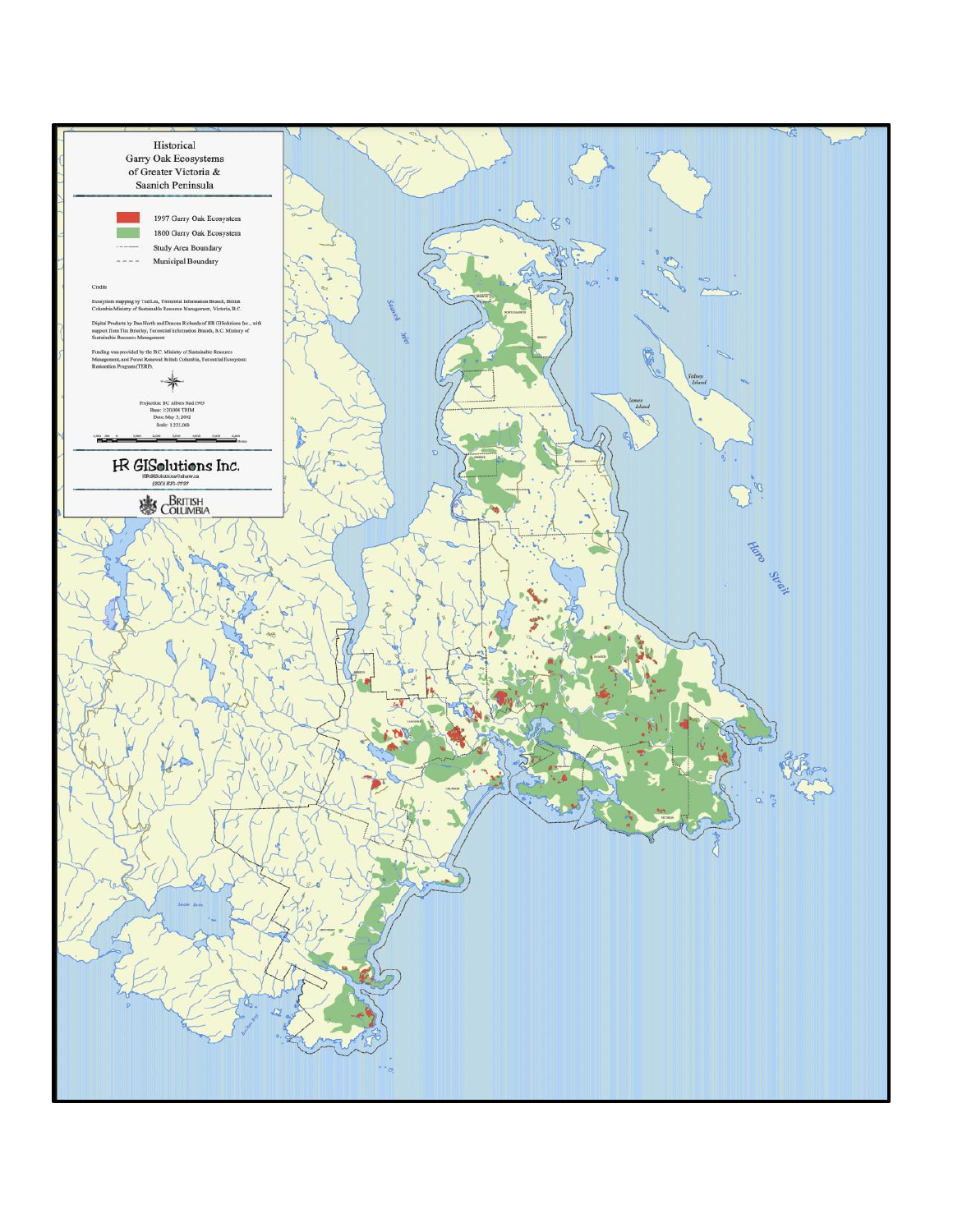# Historical Garry Oak Ecosystems of Greater Victoria & Saanich Peninsula

- 1997 Garry Oak Ecosystem
- 1800 Garry Oak Ecosystem
- Study Area Boundary
- Municipal Boundary

Credits

Ecosystem mapping by Ted Lea, Terrestrial Information Branch, British Columbia Ministry of Sustainable Resource Management, Victoria, B.C.

Digital Products by Dan Horth and Duncan Richards of HR GISolutions Inc., with support from Tim Brierley, Terrestrial Information Branch, B.C. Ministry of Sustainable Resource Management

Funding was provided by the B.C. Ministry of Sustainable Resource Management, and Forest Renewal British Columbia, Terrestrial Ecosystem Restoration Program (TERP).

Projection: BC Albers Nad 1983
Base: 1:20,000 TRIM
Date: May 3, 2002
Scale: 1:225,000

HR GISolutions Inc.
HRGISolutions@shaw.ca

BRITISH COLUMBIA

Saanich Inlet

Haro Strait

Sidney Island

James Island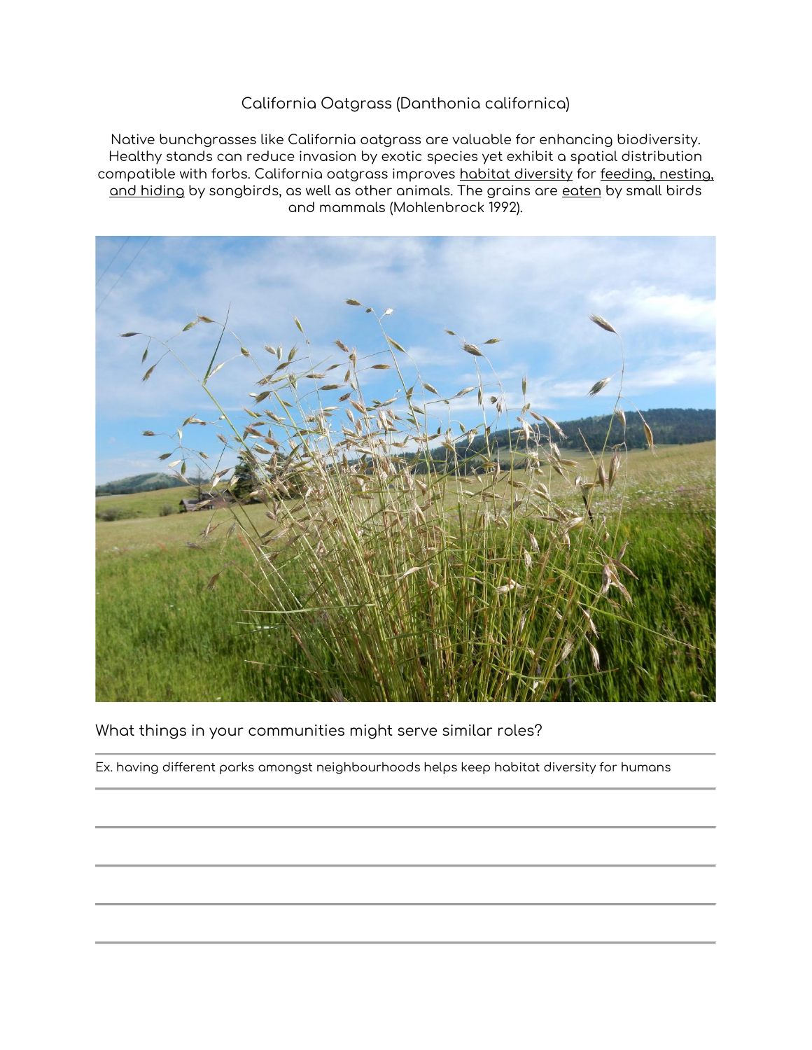# California Oatgrass (Danthonia californica)

Native bunchgrasses like California oatgrass are valuable for enhancing biodiversity. Healthy stands can reduce invasion by exotic species yet exhibit a spatial distribution compatible with forbs. California oatgrass improves habitat diversity for feeding, nesting, and hiding by songbirds, as well as other animals. The grains are eaten by small birds and mammals (Mohlenbrock 1992).

What things in your communities might serve similar roles?

Ex. having different parks amongst neighbourhoods helps keep habitat diversity for humans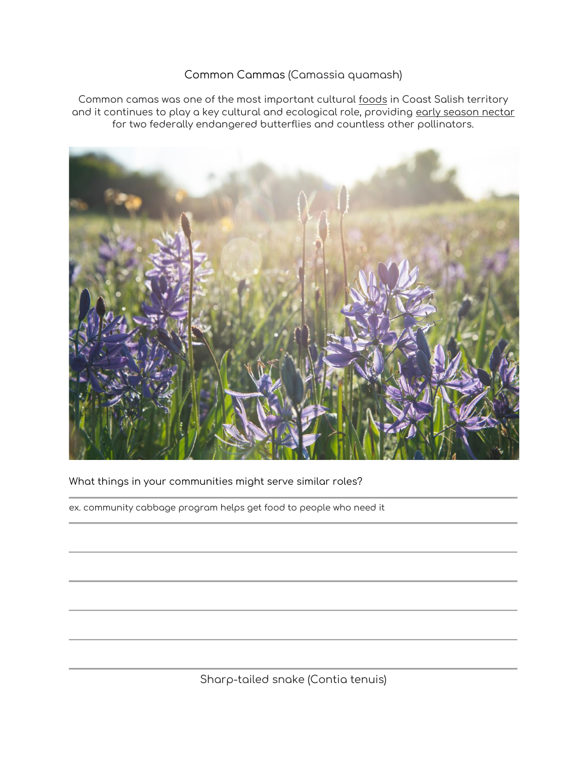Common Cammas (Camassia quamash)

Common camas was one of the most important cultural foods in Coast Salish territory and it continues to play a key cultural and ecological role, providing early season nectar for two federally endangered butterflies and countless other pollinators.

What things in your communities might serve similar roles?

ex. community cabbage program helps get food to people who need it

Sharp-tailed snake (Contia tenuis)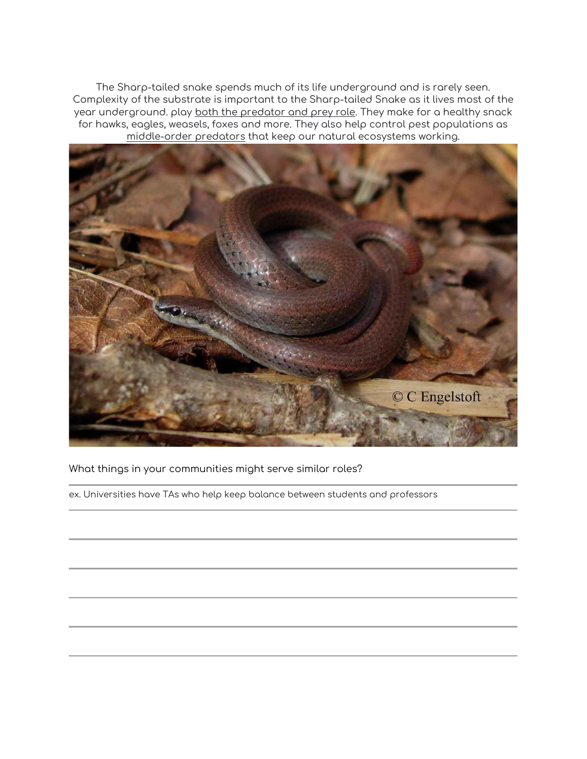The Sharp-tailed snake spends much of its life underground and is rarely seen. Complexity of the substrate is important to the Sharp-tailed Snake as it lives most of the year underground. play both the predator and prey role. They make for a healthy snack for hawks, eagles, weasels, foxes and more. They also help control pest populations as middle-order predators that keep our natural ecosystems working.

What things in your communities might serve similar roles?

ex. Universities have TAs who help keep balance between students and professors